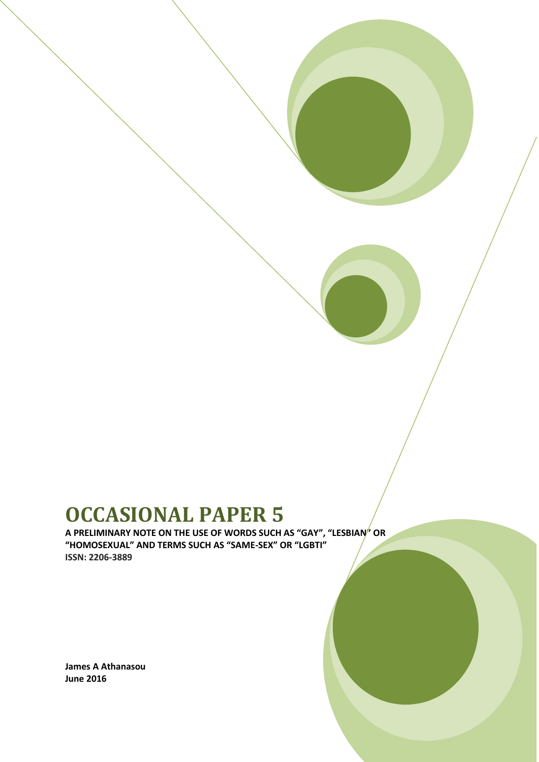# OCCASIONAL PAPER 5

**A PRELIMINARY NOTE ON THE USE OF WORDS SUCH AS "GAY", "LESBIAN" OR "HOMOSEXUAL" AND TERMS SUCH AS "SAME-SEX" OR "LGBTI"**

**ISSN: 2206-3889**

**James A Athanasou**
**June 2016**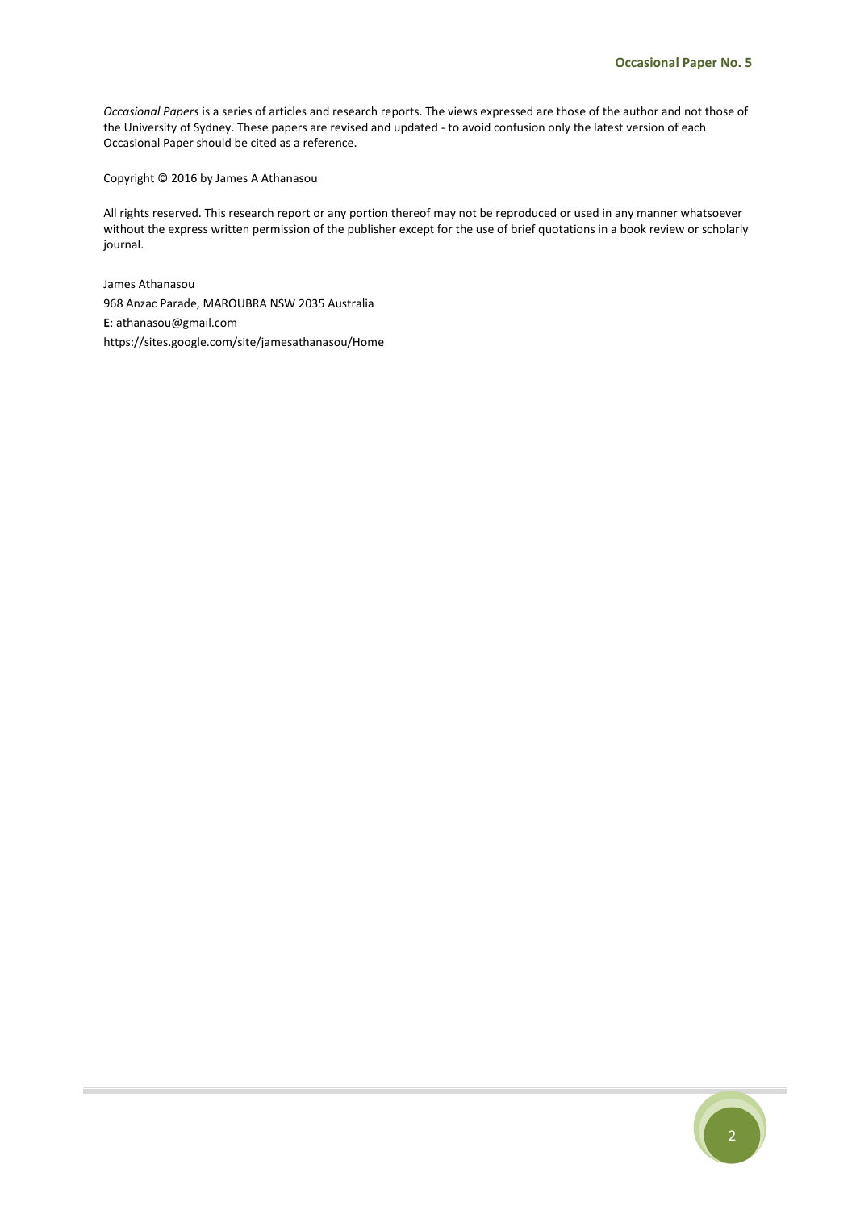*Occasional Papers* is a series of articles and research reports. The views expressed are those of the author and not those of the University of Sydney. These papers are revised and updated - to avoid confusion only the latest version of each Occasional Paper should be cited as a reference.

Copyright © 2016 by James A Athanasou

All rights reserved. This research report or any portion thereof may not be reproduced or used in any manner whatsoever without the express written permission of the publisher except for the use of brief quotations in a book review or scholarly journal.

James Athanasou
968 Anzac Parade, MAROUBRA NSW 2035 Australia
**E**: athanasou@gmail.com
https://sites.google.com/site/jamesathanasou/Home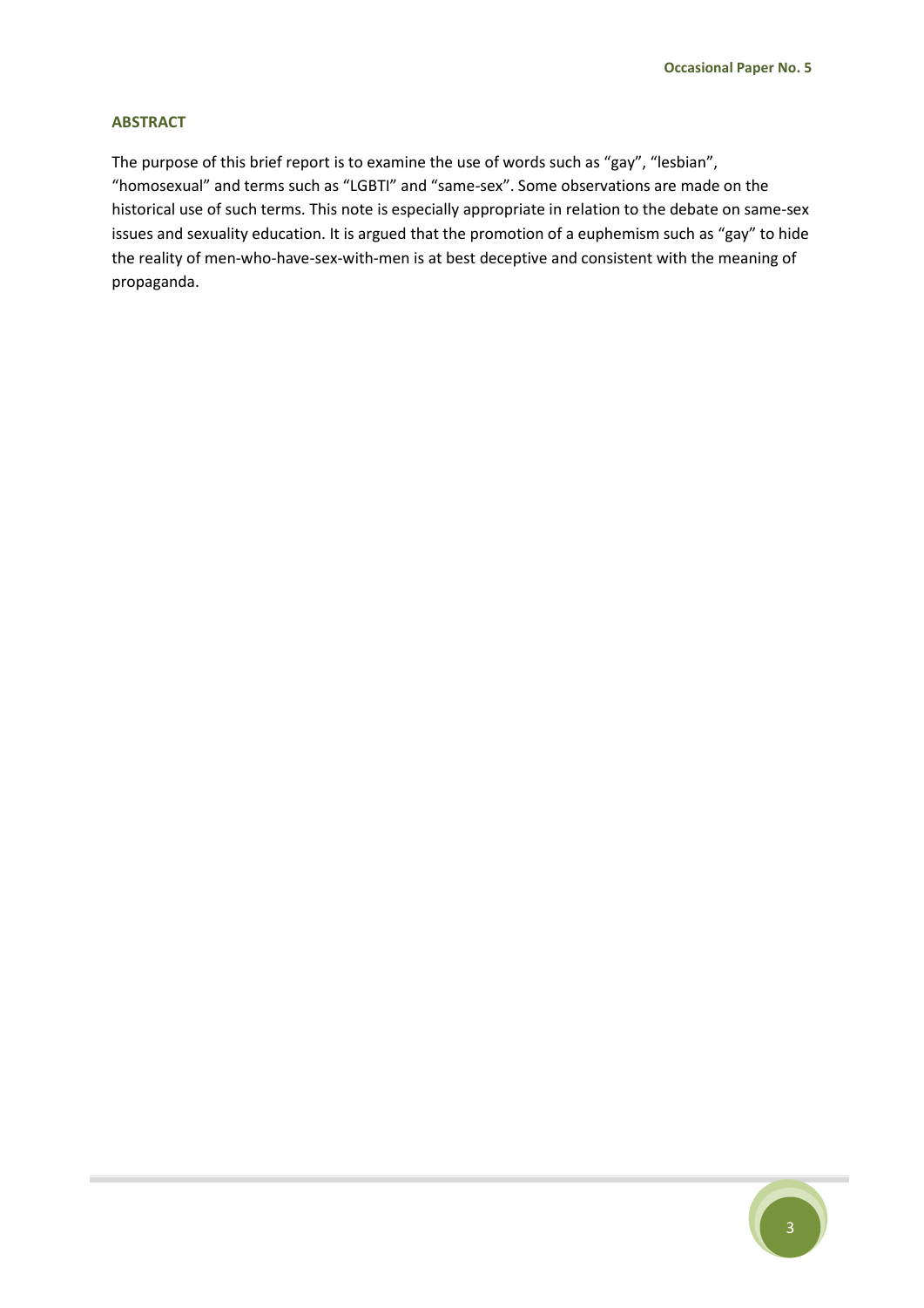## ABSTRACT

The purpose of this brief report is to examine the use of words such as "gay", "lesbian", "homosexual" and terms such as "LGBTI" and "same-sex". Some observations are made on the historical use of such terms. This note is especially appropriate in relation to the debate on same-sex issues and sexuality education. It is argued that the promotion of a euphemism such as "gay" to hide the reality of men-who-have-sex-with-men is at best deceptive and consistent with the meaning of propaganda.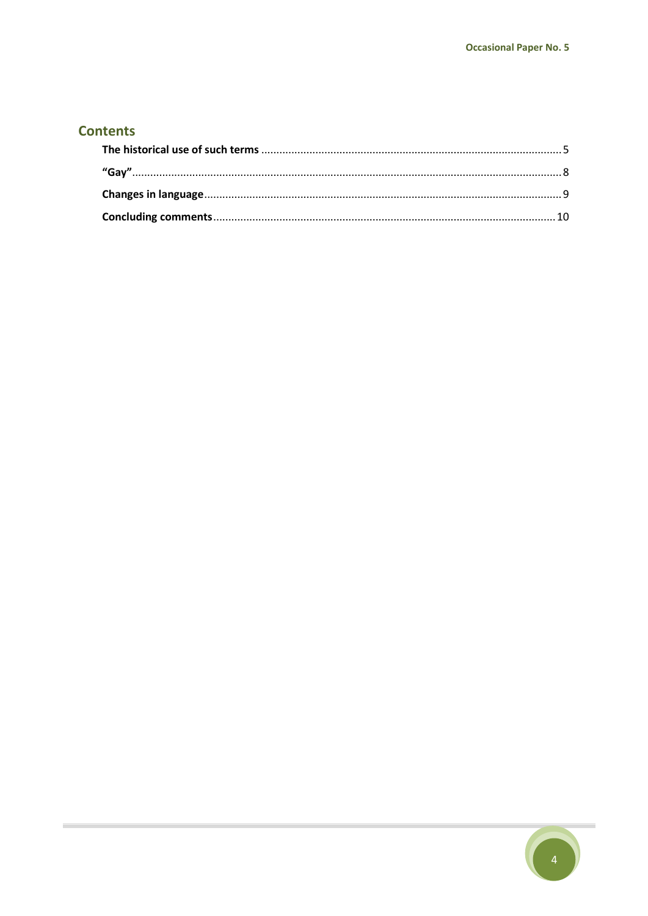## Contents

**The historical use of such terms** .......... 5

**"Gay"** .......... 8

**Changes in language** .......... 9

**Concluding comments** .......... 10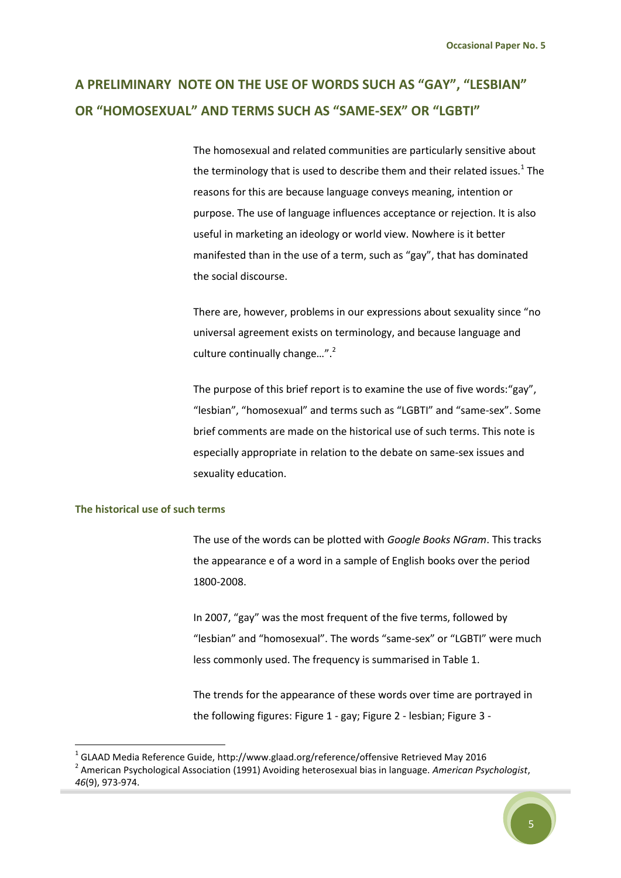## A PRELIMINARY NOTE ON THE USE OF WORDS SUCH AS "GAY", "LESBIAN" OR "HOMOSEXUAL" AND TERMS SUCH AS "SAME-SEX" OR "LGBTI"

The homosexual and related communities are particularly sensitive about the terminology that is used to describe them and their related issues.[1] The reasons for this are because language conveys meaning, intention or purpose. The use of language influences acceptance or rejection. It is also useful in marketing an ideology or world view. Nowhere is it better manifested than in the use of a term, such as "gay", that has dominated the social discourse.

There are, however, problems in our expressions about sexuality since "no universal agreement exists on terminology, and because language and culture continually change…".[2]

The purpose of this brief report is to examine the use of five words:"gay", "lesbian", "homosexual" and terms such as "LGBTI" and "same-sex". Some brief comments are made on the historical use of such terms. This note is especially appropriate in relation to the debate on same-sex issues and sexuality education.

### The historical use of such terms

The use of the words can be plotted with *Google Books NGram*. This tracks the appearance e of a word in a sample of English books over the period 1800-2008.

In 2007, "gay" was the most frequent of the five terms, followed by "lesbian" and "homosexual". The words "same-sex" or "LGBTI" were much less commonly used. The frequency is summarised in Table 1.

The trends for the appearance of these words over time are portrayed in the following figures: Figure 1 - gay; Figure 2 - lesbian; Figure 3 -

---

[1] GLAAD Media Reference Guide, http://www.glaad.org/reference/offensive Retrieved May 2016

[2] American Psychological Association (1991) Avoiding heterosexual bias in language. *American Psychologist*, *46*(9), 973-974.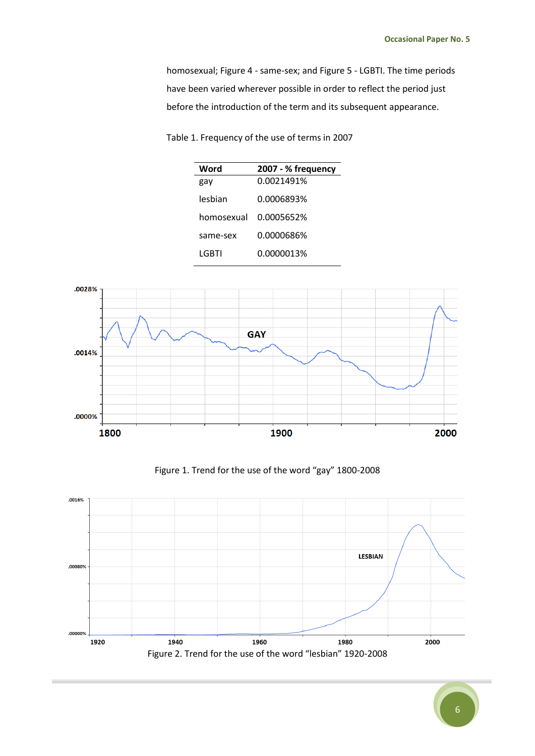homosexual; Figure 4 - same-sex; and Figure 5 - LGBTI. The time periods have been varied wherever possible in order to reflect the period just before the introduction of the term and its subsequent appearance.

Table 1. Frequency of the use of terms in 2007

| Word | 2007 - % frequency |
|---|---|
| gay | 0.0021491% |
| lesbian | 0.0006893% |
| homosexual | 0.0005652% |
| same-sex | 0.0000686% |
| LGBTI | 0.0000013% |

Figure 1. Trend for the use of the word “gay” 1800-2008

Figure 2. Trend for the use of the word “lesbian” 1920-2008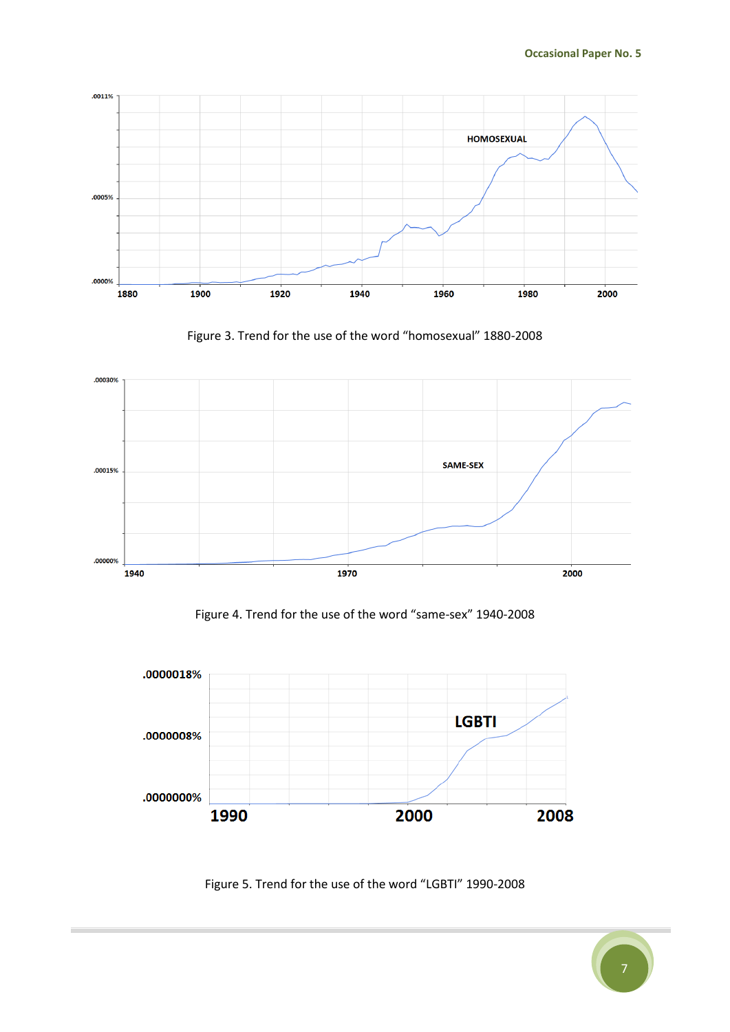Figure 3. Trend for the use of the word “homosexual” 1880-2008

Figure 4. Trend for the use of the word “same-sex” 1940-2008

Figure 5. Trend for the use of the word “LGBTI” 1990-2008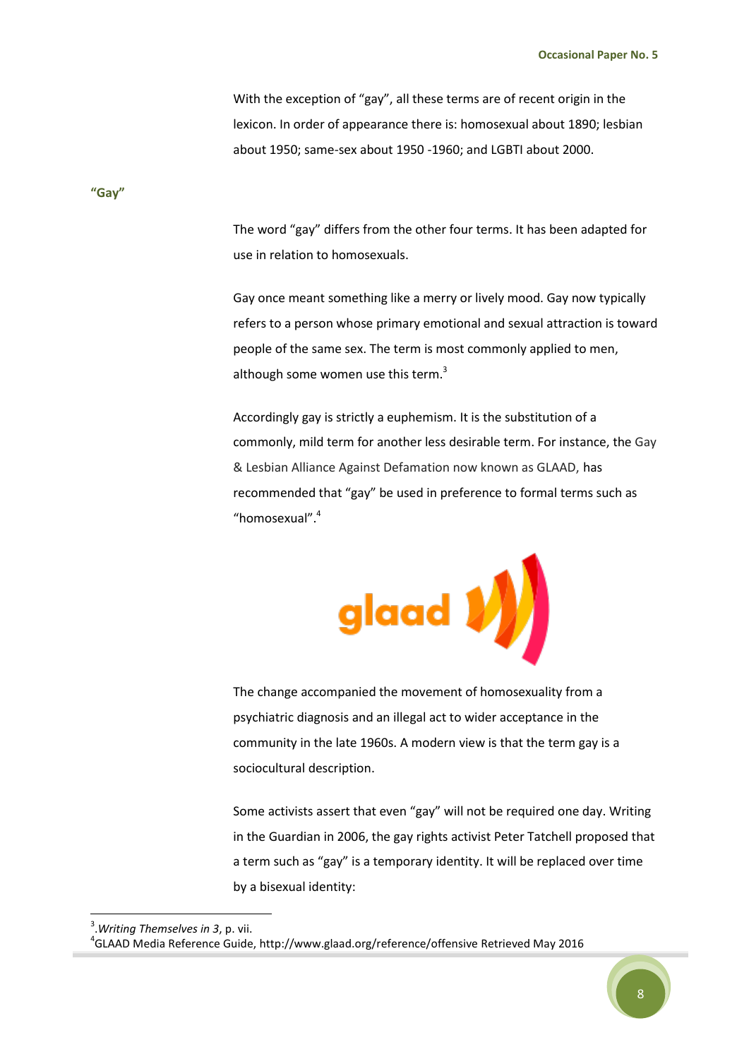With the exception of "gay", all these terms are of recent origin in the lexicon. In order of appearance there is: homosexual about 1890; lesbian about 1950; same-sex about 1950 -1960; and LGBTI about 2000.

## "Gay"

The word "gay" differs from the other four terms. It has been adapted for use in relation to homosexuals.

Gay once meant something like a merry or lively mood. Gay now typically refers to a person whose primary emotional and sexual attraction is toward people of the same sex. The term is most commonly applied to men, although some women use this term.[3]

Accordingly gay is strictly a euphemism. It is the substitution of a commonly, mild term for another less desirable term. For instance, the Gay & Lesbian Alliance Against Defamation now known as GLAAD, has recommended that "gay" be used in preference to formal terms such as "homosexual".[4]

The change accompanied the movement of homosexuality from a psychiatric diagnosis and an illegal act to wider acceptance in the community in the late 1960s. A modern view is that the term gay is a sociocultural description.

Some activists assert that even "gay" will not be required one day. Writing in the Guardian in 2006, the gay rights activist Peter Tatchell proposed that a term such as "gay" is a temporary identity. It will be replaced over time by a bisexual identity:

---

[3] .*Writing Themselves in 3*, p. vii.

[4] GLAAD Media Reference Guide, http://www.glaad.org/reference/offensive Retrieved May 2016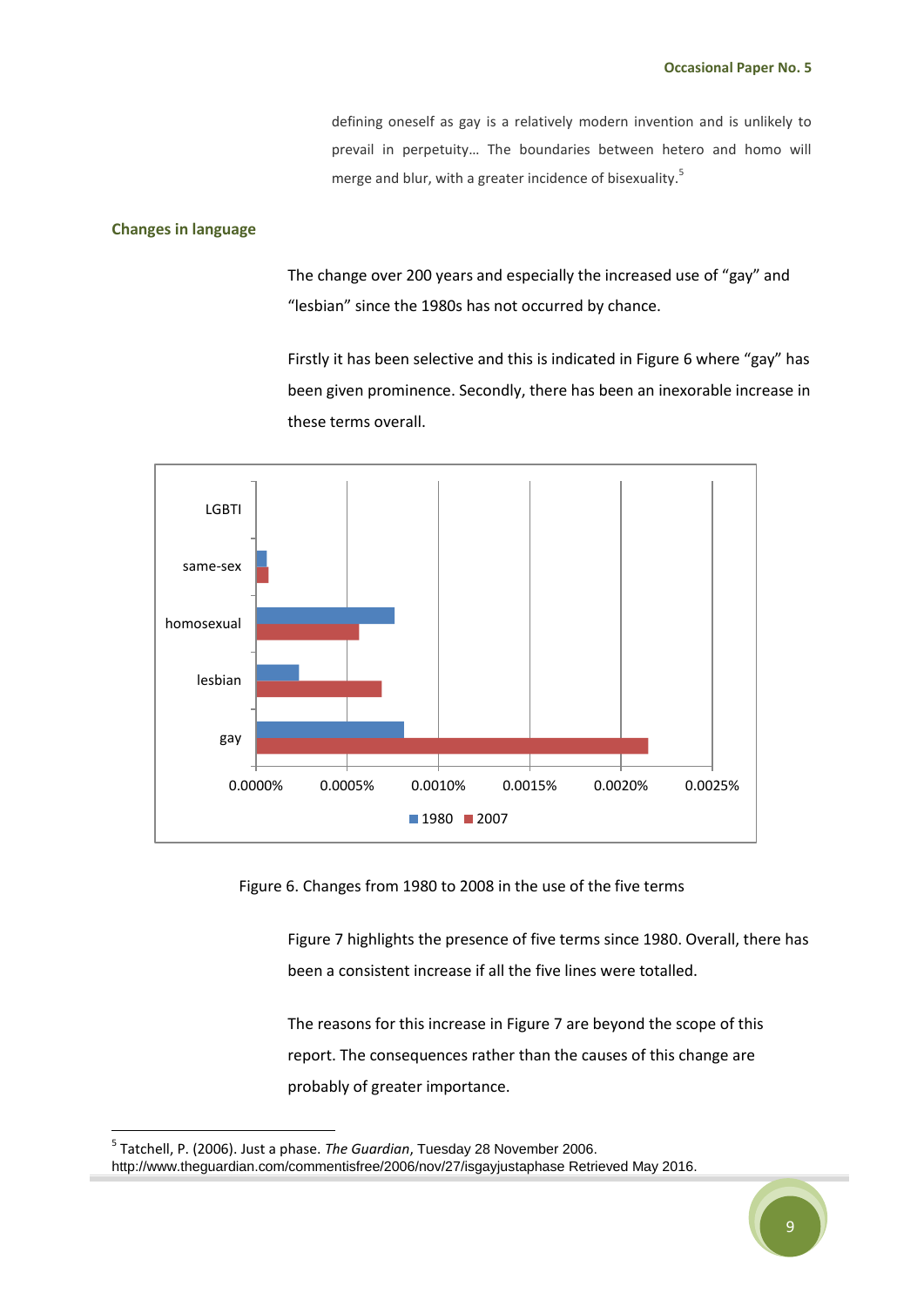defining oneself as gay is a relatively modern invention and is unlikely to prevail in perpetuity… The boundaries between hetero and homo will merge and blur, with a greater incidence of bisexuality.[5]

## Changes in language

The change over 200 years and especially the increased use of "gay" and "lesbian" since the 1980s has not occurred by chance.

Firstly it has been selective and this is indicated in Figure 6 where "gay" has been given prominence. Secondly, there has been an inexorable increase in these terms overall.

Figure 6. Changes from 1980 to 2008 in the use of the five terms

Figure 7 highlights the presence of five terms since 1980. Overall, there has been a consistent increase if all the five lines were totalled.

The reasons for this increase in Figure 7 are beyond the scope of this report. The consequences rather than the causes of this change are probably of greater importance.

[5] Tatchell, P. (2006). Just a phase. *The Guardian*, Tuesday 28 November 2006. http://www.theguardian.com/commentisfree/2006/nov/27/isgayjustaphase Retrieved May 2016.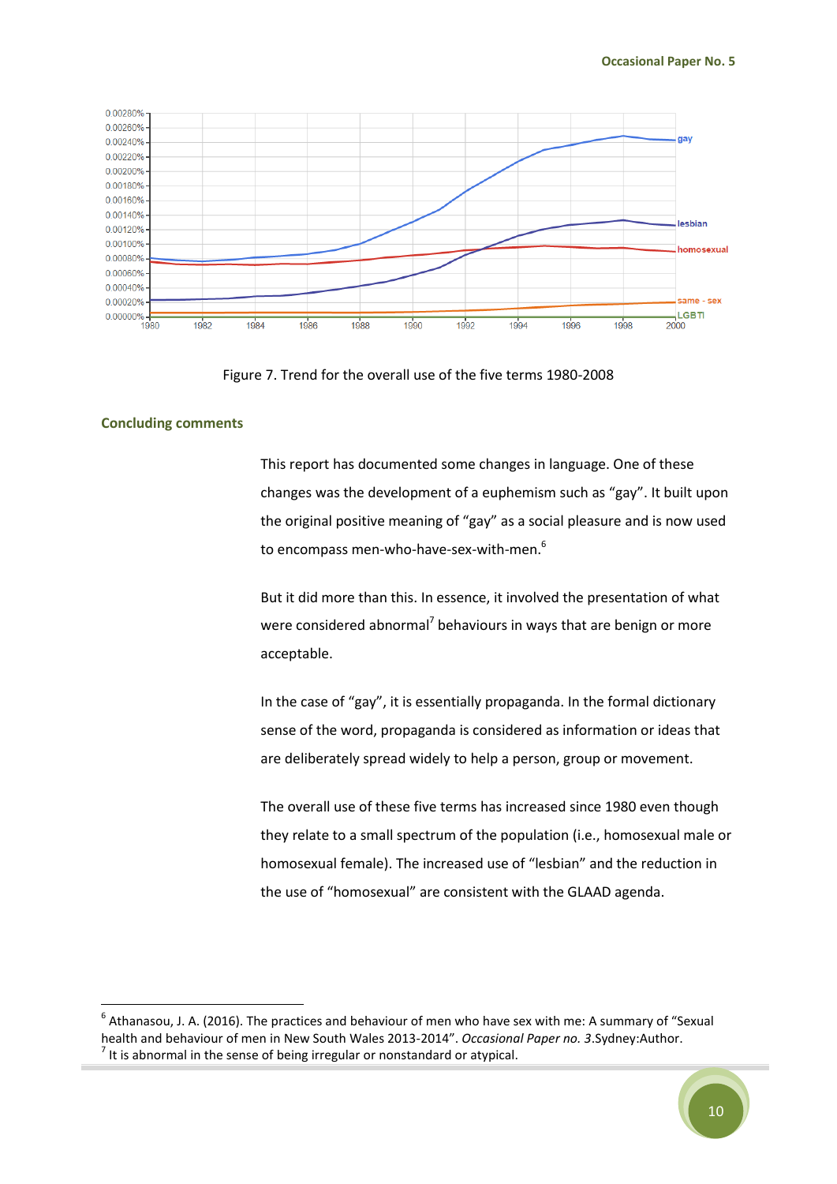Figure 7. Trend for the overall use of the five terms 1980-2008

## Concluding comments

This report has documented some changes in language. One of these changes was the development of a euphemism such as "gay". It built upon the original positive meaning of "gay" as a social pleasure and is now used to encompass men-who-have-sex-with-men.[6]

But it did more than this. In essence, it involved the presentation of what were considered abnormal[7] behaviours in ways that are benign or more acceptable.

In the case of "gay", it is essentially propaganda. In the formal dictionary sense of the word, propaganda is considered as information or ideas that are deliberately spread widely to help a person, group or movement.

The overall use of these five terms has increased since 1980 even though they relate to a small spectrum of the population (i.e., homosexual male or homosexual female). The increased use of "lesbian" and the reduction in the use of "homosexual" are consistent with the GLAAD agenda.

---

[6] Athanasou, J. A. (2016). The practices and behaviour of men who have sex with me: A summary of "Sexual health and behaviour of men in New South Wales 2013-2014". *Occasional Paper no. 3*.Sydney:Author.

[7] It is abnormal in the sense of being irregular or nonstandard or atypical.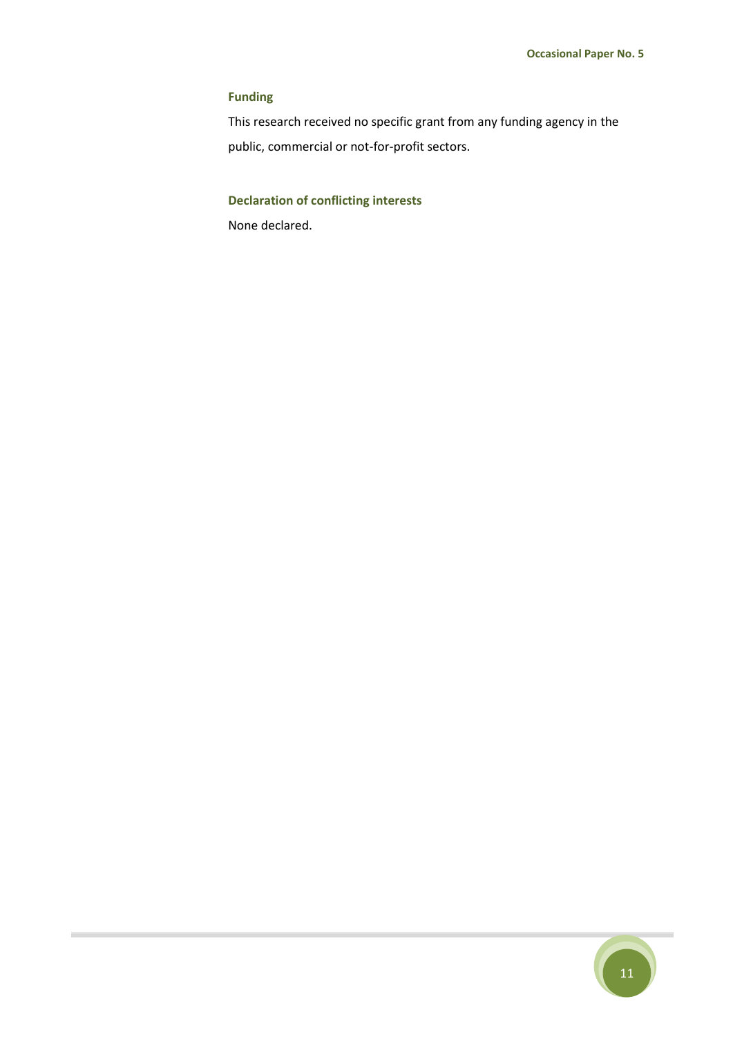### Funding

This research received no specific grant from any funding agency in the public, commercial or not-for-profit sectors.

### Declaration of conflicting interests

None declared.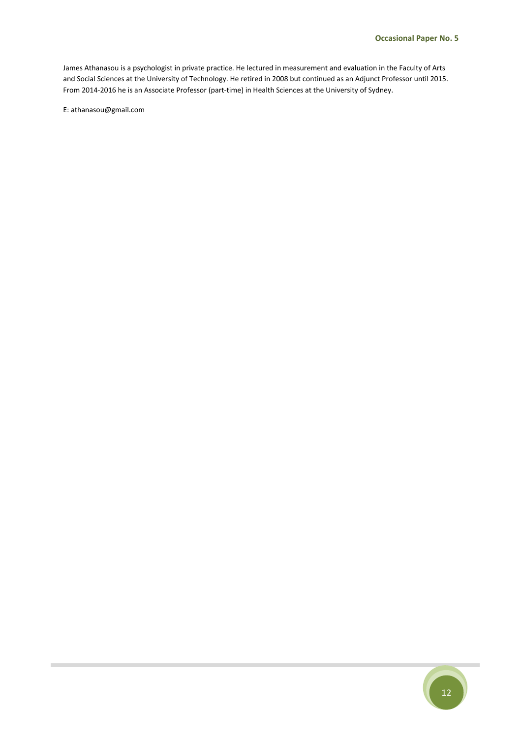James Athanasou is a psychologist in private practice. He lectured in measurement and evaluation in the Faculty of Arts and Social Sciences at the University of Technology. He retired in 2008 but continued as an Adjunct Professor until 2015. From 2014-2016 he is an Associate Professor (part-time) in Health Sciences at the University of Sydney.

E: athanasou@gmail.com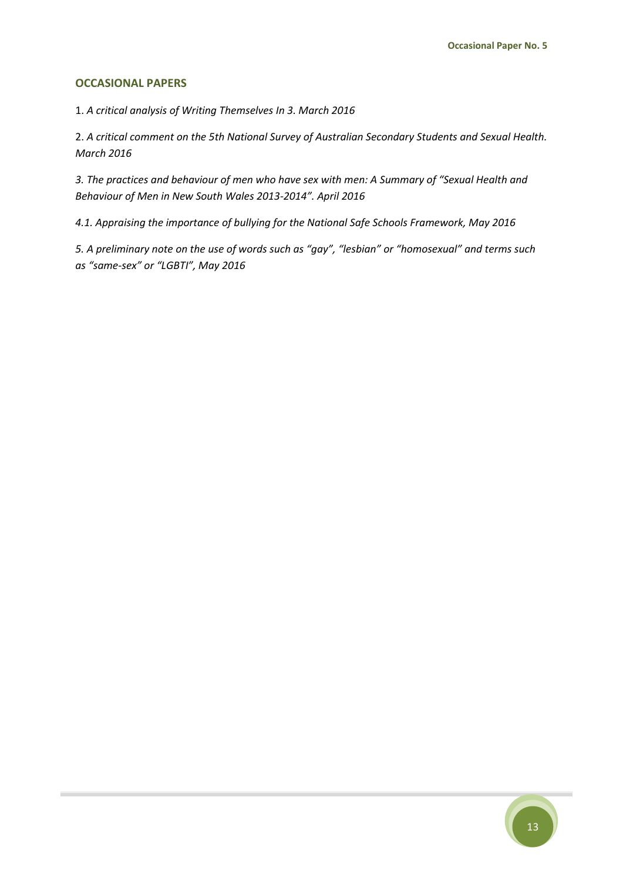## OCCASIONAL PAPERS

1. *A critical analysis of Writing Themselves In 3. March 2016*

2. *A critical comment on the 5th National Survey of Australian Secondary Students and Sexual Health. March 2016*

*3. The practices and behaviour of men who have sex with men: A Summary of "Sexual Health and Behaviour of Men in New South Wales 2013-2014". April 2016*

*4.1. Appraising the importance of bullying for the National Safe Schools Framework, May 2016*

*5. A preliminary note on the use of words such as "gay", "lesbian" or "homosexual" and terms such as "same-sex" or "LGBTI", May 2016*